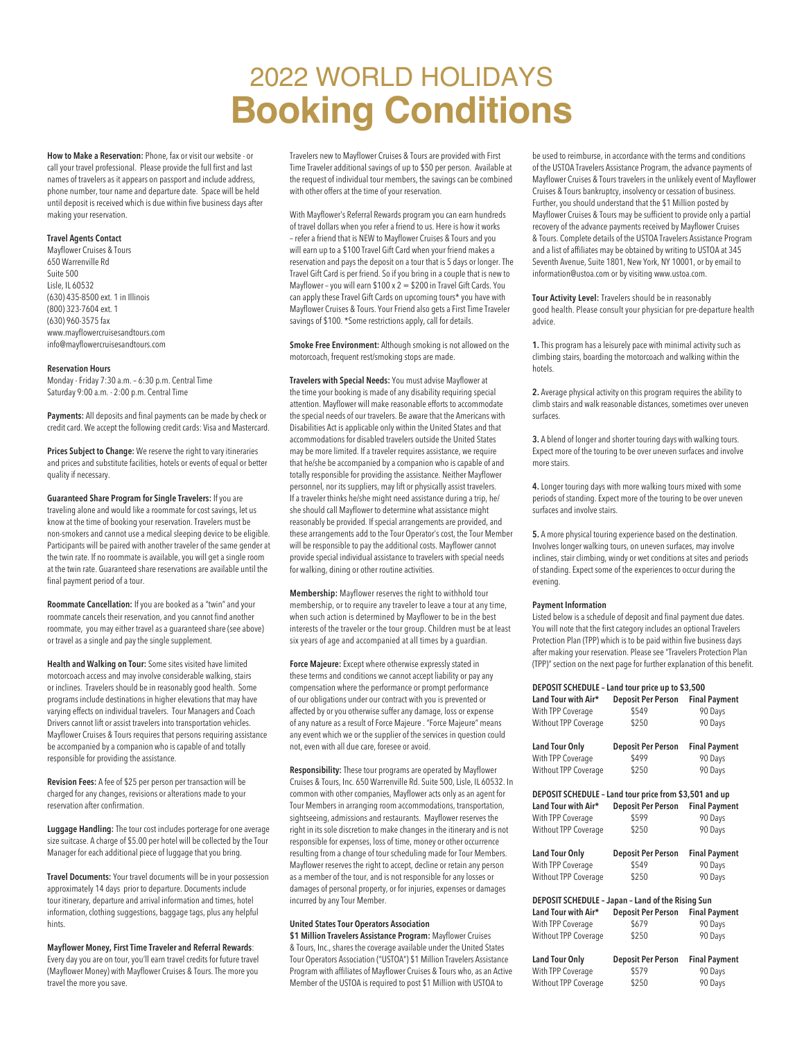# 2022 WORLD HOLIDAYS
# Booking Conditions

**How to Make a Reservation:** Phone, fax or visit our website - or call your travel professional. Please provide the full first and last names of travelers as it appears on passport and include address, phone number, tour name and departure date. Space will be held until deposit is received which is due within five business days after making your reservation.

**Travel Agents Contact**
Mayflower Cruises & Tours
650 Warrenville Rd
Suite 500
Lisle, IL 60532
(630) 435-8500 ext. 1 in Illinois
(800) 323-7604 ext. 1
(630) 960-3575 fax
www.mayflowercruisesandtours.com
info@mayflowercruisesandtours.com

**Reservation Hours**
Monday - Friday 7:30 a.m. – 6:30 p.m. Central Time
Saturday 9:00 a.m. - 2:00 p.m. Central Time

**Payments:** All deposits and final payments can be made by check or credit card. We accept the following credit cards: Visa and Mastercard.

**Prices Subject to Change:** We reserve the right to vary itineraries and prices and substitute facilities, hotels or events of equal or better quality if necessary.

**Guaranteed Share Program for Single Travelers:** If you are traveling alone and would like a roommate for cost savings, let us know at the time of booking your reservation. Travelers must be non-smokers and cannot use a medical sleeping device to be eligible. Participants will be paired with another traveler of the same gender at the twin rate. If no roommate is available, you will get a single room at the twin rate. Guaranteed share reservations are available until the final payment period of a tour.

**Roommate Cancellation:** If you are booked as a "twin" and your roommate cancels their reservation, and you cannot find another roommate, you may either travel as a guaranteed share (see above) or travel as a single and pay the single supplement.

**Health and Walking on Tour:** Some sites visited have limited motorcoach access and may involve considerable walking, stairs or inclines. Travelers should be in reasonably good health. Some programs include destinations in higher elevations that may have varying effects on individual travelers. Tour Managers and Coach Drivers cannot lift or assist travelers into transportation vehicles. Mayflower Cruises & Tours requires that persons requiring assistance be accompanied by a companion who is capable of and totally responsible for providing the assistance.

**Revision Fees:** A fee of $25 per person per transaction will be charged for any changes, revisions or alterations made to your reservation after confirmation.

**Luggage Handling:** The tour cost includes porterage for one average size suitcase. A charge of $5.00 per hotel will be collected by the Tour Manager for each additional piece of luggage that you bring.

**Travel Documents:** Your travel documents will be in your possession approximately 14 days prior to departure. Documents include tour itinerary, departure and arrival information and times, hotel information, clothing suggestions, baggage tags, plus any helpful hints.

**Mayflower Money, First Time Traveler and Referral Rewards**: Every day you are on tour, you'll earn travel credits for future travel (Mayflower Money) with Mayflower Cruises & Tours. The more you travel the more you save.

Travelers new to Mayflower Cruises & Tours are provided with First Time Traveler additional savings of up to $50 per person. Available at the request of individual tour members, the savings can be combined with other offers at the time of your reservation.

With Mayflower's Referral Rewards program you can earn hundreds of travel dollars when you refer a friend to us. Here is how it works – refer a friend that is NEW to Mayflower Cruises & Tours and you will earn up to a $100 Travel Gift Card when your friend makes a reservation and pays the deposit on a tour that is 5 days or longer. The Travel Gift Card is per friend. So if you bring in a couple that is new to Mayflower – you will earn $100 x 2 = $200 in Travel Gift Cards. You can apply these Travel Gift Cards on upcoming tours* you have with Mayflower Cruises & Tours. Your Friend also gets a First Time Traveler savings of $100. *Some restrictions apply, call for details.

**Smoke Free Environment:** Although smoking is not allowed on the motorcoach, frequent rest/smoking stops are made.

**Travelers with Special Needs:** You must advise Mayflower at the time your booking is made of any disability requiring special attention. Mayflower will make reasonable efforts to accommodate the special needs of our travelers. Be aware that the Americans with Disabilities Act is applicable only within the United States and that accommodations for disabled travelers outside the United States may be more limited. If a traveler requires assistance, we require that he/she be accompanied by a companion who is capable of and totally responsible for providing the assistance. Neither Mayflower personnel, nor its suppliers, may lift or physically assist travelers. If a traveler thinks he/she might need assistance during a trip, he/she should call Mayflower to determine what assistance might reasonably be provided. If special arrangements are provided, and these arrangements add to the Tour Operator's cost, the Tour Member will be responsible to pay the additional costs. Mayflower cannot provide special individual assistance to travelers with special needs for walking, dining or other routine activities.

**Membership:** Mayflower reserves the right to withhold tour membership, or to require any traveler to leave a tour at any time, when such action is determined by Mayflower to be in the best interests of the traveler or the tour group. Children must be at least six years of age and accompanied at all times by a guardian.

**Force Majeure:** Except where otherwise expressly stated in these terms and conditions we cannot accept liability or pay any compensation where the performance or prompt performance of our obligations under our contract with you is prevented or affected by or you otherwise suffer any damage, loss or expense of any nature as a result of Force Majeure . "Force Majeure" means any event which we or the supplier of the services in question could not, even with all due care, foresee or avoid.

**Responsibility:** These tour programs are operated by Mayflower Cruises & Tours, Inc. 650 Warrenville Rd. Suite 500, Lisle, IL 60532. In common with other companies, Mayflower acts only as an agent for Tour Members in arranging room accommodations, transportation, sightseeing, admissions and restaurants. Mayflower reserves the right in its sole discretion to make changes in the itinerary and is not responsible for expenses, loss of time, money or other occurrence resulting from a change of tour scheduling made for Tour Members. Mayflower reserves the right to accept, decline or retain any person as a member of the tour, and is not responsible for any losses or damages of personal property, or for injuries, expenses or damages incurred by any Tour Member.

**United States Tour Operators Association**
**$1 Million Travelers Assistance Program:** Mayflower Cruises & Tours, Inc., shares the coverage available under the United States Tour Operators Association ("USTOA") $1 Million Travelers Assistance Program with affiliates of Mayflower Cruises & Tours who, as an Active Member of the USTOA is required to post $1 Million with USTOA to be used to reimburse, in accordance with the terms and conditions of the USTOA Travelers Assistance Program, the advance payments of Mayflower Cruises & Tours travelers in the unlikely event of Mayflower Cruises & Tours bankruptcy, insolvency or cessation of business. Further, you should understand that the $1 Million posted by Mayflower Cruises & Tours may be sufficient to provide only a partial recovery of the advance payments received by Mayflower Cruises & Tours. Complete details of the USTOA Travelers Assistance Program and a list of affiliates may be obtained by writing to USTOA at 345 Seventh Avenue, Suite 1801, New York, NY 10001, or by email to information@ustoa.com or by visiting www.ustoa.com.

**Tour Activity Level:** Travelers should be in reasonably good health. Please consult your physician for pre-departure health advice.

**1.** This program has a leisurely pace with minimal activity such as climbing stairs, boarding the motorcoach and walking within the hotels.

**2.** Average physical activity on this program requires the ability to climb stairs and walk reasonable distances, sometimes over uneven surfaces.

**3.** A blend of longer and shorter touring days with walking tours. Expect more of the touring to be over uneven surfaces and involve more stairs.

**4.** Longer touring days with more walking tours mixed with some periods of standing. Expect more of the touring to be over uneven surfaces and involve stairs.

**5.** A more physical touring experience based on the destination. Involves longer walking tours, on uneven surfaces, may involve inclines, stair climbing, windy or wet conditions at sites and periods of standing. Expect some of the experiences to occur during the evening.

**Payment Information**
Listed below is a schedule of deposit and final payment due dates. You will note that the first category includes an optional Travelers Protection Plan (TPP) which is to be paid within five business days after making your reservation. Please see "Travelers Protection Plan (TPP)" section on the next page for further explanation of this benefit.

**DEPOSIT SCHEDULE – Land tour price up to $3,500**

| Land Tour with Air* | Deposit Per Person | Final Payment |
|---|---|---|
| With TPP Coverage | $549 | 90 Days |
| Without TPP Coverage | $250 | 90 Days |

| Land Tour Only | Deposit Per Person | Final Payment |
|---|---|---|
| With TPP Coverage | $499 | 90 Days |
| Without TPP Coverage | $250 | 90 Days |

**DEPOSIT SCHEDULE – Land tour price from $3,501 and up**

| Land Tour with Air* | Deposit Per Person | Final Payment |
|---|---|---|
| With TPP Coverage | $599 | 90 Days |
| Without TPP Coverage | $250 | 90 Days |

| Land Tour Only | Deposit Per Person | Final Payment |
|---|---|---|
| With TPP Coverage | $549 | 90 Days |
| Without TPP Coverage | $250 | 90 Days |

**DEPOSIT SCHEDULE – Japan – Land of the Rising Sun**

| Land Tour with Air* | Deposit Per Person | Final Payment |
|---|---|---|
| With TPP Coverage | $679 | 90 Days |
| Without TPP Coverage | $250 | 90 Days |

| Land Tour Only | Deposit Per Person | Final Payment |
|---|---|---|
| With TPP Coverage | $579 | 90 Days |
| Without TPP Coverage | $250 | 90 Days |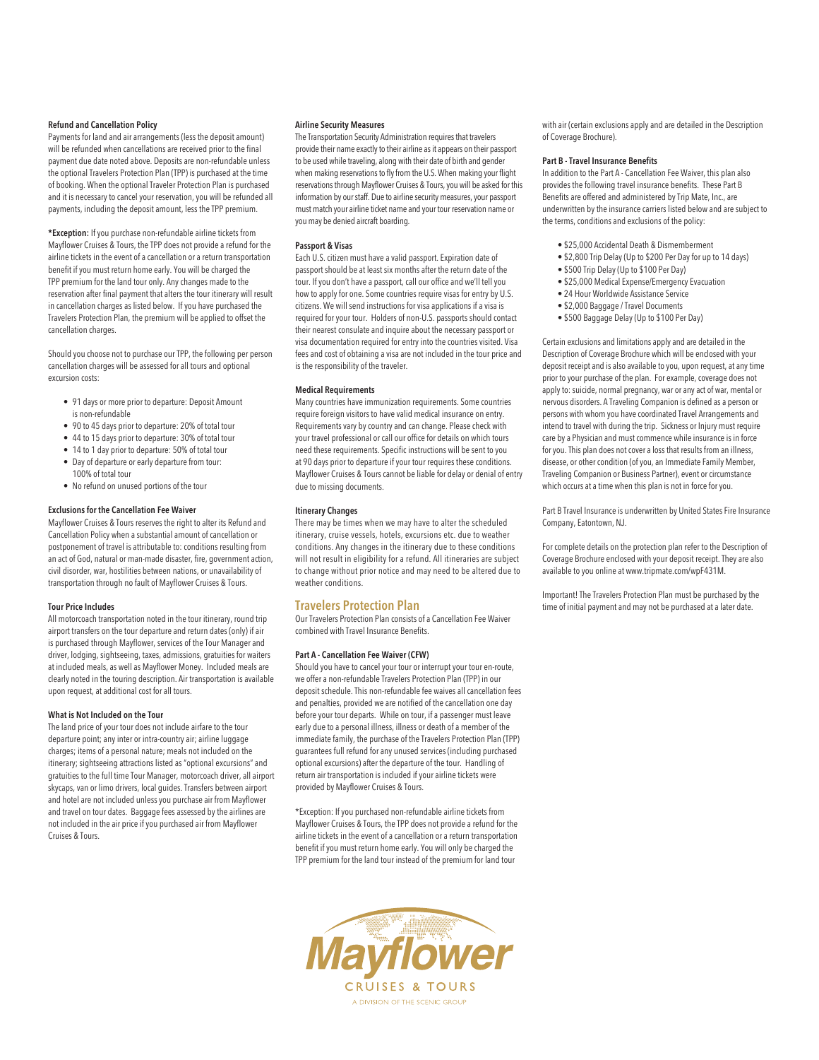### Refund and Cancellation Policy

Payments for land and air arrangements (less the deposit amount) will be refunded when cancellations are received prior to the final payment due date noted above. Deposits are non-refundable unless the optional Travelers Protection Plan (TPP) is purchased at the time of booking. When the optional Traveler Protection Plan is purchased and it is necessary to cancel your reservation, you will be refunded all payments, including the deposit amount, less the TPP premium.

**\*Exception:** If you purchase non-refundable airline tickets from Mayflower Cruises & Tours, the TPP does not provide a refund for the airline tickets in the event of a cancellation or a return transportation benefit if you must return home early. You will be charged the TPP premium for the land tour only. Any changes made to the reservation after final payment that alters the tour itinerary will result in cancellation charges as listed below. If you have purchased the Travelers Protection Plan, the premium will be applied to offset the cancellation charges.

Should you choose not to purchase our TPP, the following per person cancellation charges will be assessed for all tours and optional excursion costs:

- 91 days or more prior to departure: Deposit Amount is non-refundable
- 90 to 45 days prior to departure: 20% of total tour
- 44 to 15 days prior to departure: 30% of total tour
- 14 to 1 day prior to departure: 50% of total tour
- Day of departure or early departure from tour: 100% of total tour
- No refund on unused portions of the tour

### Exclusions for the Cancellation Fee Waiver

Mayflower Cruises & Tours reserves the right to alter its Refund and Cancellation Policy when a substantial amount of cancellation or postponement of travel is attributable to: conditions resulting from an act of God, natural or man-made disaster, fire, government action, civil disorder, war, hostilities between nations, or unavailability of transportation through no fault of Mayflower Cruises & Tours.

### Tour Price Includes

All motorcoach transportation noted in the tour itinerary, round trip airport transfers on the tour departure and return dates (only) if air is purchased through Mayflower, services of the Tour Manager and driver, lodging, sightseeing, taxes, admissions, gratuities for waiters at included meals, as well as Mayflower Money. Included meals are clearly noted in the touring description. Air transportation is available upon request, at additional cost for all tours.

### What is Not Included on the Tour

The land price of your tour does not include airfare to the tour departure point; any inter or intra-country air; airline luggage charges; items of a personal nature; meals not included on the itinerary; sightseeing attractions listed as "optional excursions" and gratuities to the full time Tour Manager, motorcoach driver, all airport skycaps, van or limo drivers, local guides. Transfers between airport and hotel are not included unless you purchase air from Mayflower and travel on tour dates. Baggage fees assessed by the airlines are not included in the air price if you purchased air from Mayflower Cruises & Tours.

### Airline Security Measures

The Transportation Security Administration requires that travelers provide their name exactly to their airline as it appears on their passport to be used while traveling, along with their date of birth and gender when making reservations to fly from the U.S. When making your flight reservations through Mayflower Cruises & Tours, you will be asked for this information by our staff. Due to airline security measures, your passport must match your airline ticket name and your tour reservation name or you may be denied aircraft boarding.

### Passport & Visas

Each U.S. citizen must have a valid passport. Expiration date of passport should be at least six months after the return date of the tour. If you don't have a passport, call our office and we'll tell you how to apply for one. Some countries require visas for entry by U.S. citizens. We will send instructions for visa applications if a visa is required for your tour. Holders of non-U.S. passports should contact their nearest consulate and inquire about the necessary passport or visa documentation required for entry into the countries visited. Visa fees and cost of obtaining a visa are not included in the tour price and is the responsibility of the traveler.

### Medical Requirements

Many countries have immunization requirements. Some countries require foreign visitors to have valid medical insurance on entry. Requirements vary by country and can change. Please check with your travel professional or call our office for details on which tours need these requirements. Specific instructions will be sent to you at 90 days prior to departure if your tour requires these conditions. Mayflower Cruises & Tours cannot be liable for delay or denial of entry due to missing documents.

### Itinerary Changes

There may be times when we may have to alter the scheduled itinerary, cruise vessels, hotels, excursions etc. due to weather conditions. Any changes in the itinerary due to these conditions will not result in eligibility for a refund. All itineraries are subject to change without prior notice and may need to be altered due to weather conditions.

## Travelers Protection Plan

Our Travelers Protection Plan consists of a Cancellation Fee Waiver combined with Travel Insurance Benefits.

### Part A - Cancellation Fee Waiver (CFW)

Should you have to cancel your tour or interrupt your tour en-route, we offer a non-refundable Travelers Protection Plan (TPP) in our deposit schedule. This non-refundable fee waives all cancellation fees and penalties, provided we are notified of the cancellation one day before your tour departs. While on tour, if a passenger must leave early due to a personal illness, illness or death of a member of the immediate family, the purchase of the Travelers Protection Plan (TPP) guarantees full refund for any unused services (including purchased optional excursions) after the departure of the tour. Handling of return air transportation is included if your airline tickets were provided by Mayflower Cruises & Tours.

\*Exception: If you purchased non-refundable airline tickets from Mayflower Cruises & Tours, the TPP does not provide a refund for the airline tickets in the event of a cancellation or a return transportation benefit if you must return home early. You will only be charged the TPP premium for the land tour instead of the premium for land tour with air (certain exclusions apply and are detailed in the Description of Coverage Brochure).

### Part B - Travel Insurance Benefits

In addition to the Part A - Cancellation Fee Waiver, this plan also provides the following travel insurance benefits. These Part B Benefits are offered and administered by Trip Mate, Inc., are underwritten by the insurance carriers listed below and are subject to the terms, conditions and exclusions of the policy:

- $25,000 Accidental Death & Dismemberment
- $2,800 Trip Delay (Up to $200 Per Day for up to 14 days)
- $500 Trip Delay (Up to $100 Per Day)
- $25,000 Medical Expense/Emergency Evacuation
- 24 Hour Worldwide Assistance Service
- $2,000 Baggage / Travel Documents
- $500 Baggage Delay (Up to $100 Per Day)

Certain exclusions and limitations apply and are detailed in the Description of Coverage Brochure which will be enclosed with your deposit receipt and is also available to you, upon request, at any time prior to your purchase of the plan. For example, coverage does not apply to: suicide, normal pregnancy, war or any act of war, mental or nervous disorders. A Traveling Companion is defined as a person or persons with whom you have coordinated Travel Arrangements and intend to travel with during the trip. Sickness or Injury must require care by a Physician and must commence while insurance is in force for you. This plan does not cover a loss that results from an illness, disease, or other condition (of you, an Immediate Family Member, Traveling Companion or Business Partner), event or circumstance which occurs at a time when this plan is not in force for you.

Part B Travel Insurance is underwritten by United States Fire Insurance Company, Eatontown, NJ.

For complete details on the protection plan refer to the Description of Coverage Brochure enclosed with your deposit receipt. They are also available to you online at www.tripmate.com/wpF431M.

Important! The Travelers Protection Plan must be purchased by the time of initial payment and may not be purchased at a later date.

Mayflower
CRUISES & TOURS
A DIVISION OF THE SCENIC GROUP